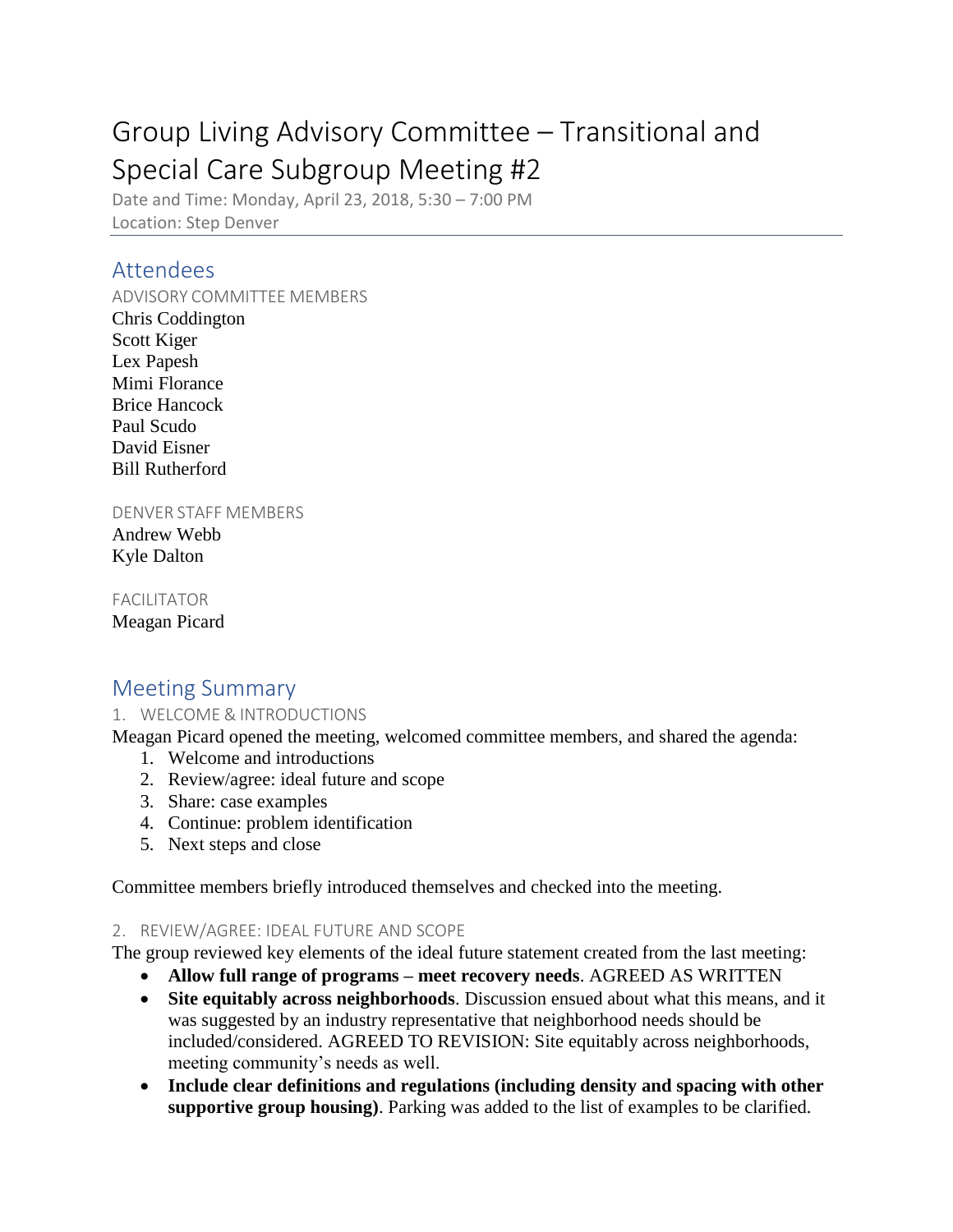# Group Living Advisory Committee – Transitional and Special Care Subgroup Meeting #2

Date and Time: Monday, April 23, 2018, 5:30 – 7:00 PM
Location: Step Denver

## Attendees

### ADVISORY COMMITTEE MEMBERS

Chris Coddington
Scott Kiger
Lex Papesh
Mimi Florance
Brice Hancock
Paul Scudo
David Eisner
Bill Rutherford

### DENVER STAFF MEMBERS

Andrew Webb
Kyle Dalton

### FACILITATOR

Meagan Picard

## Meeting Summary

### 1. WELCOME & INTRODUCTIONS

Meagan Picard opened the meeting, welcomed committee members, and shared the agenda:

1. Welcome and introductions
2. Review/agree: ideal future and scope
3. Share: case examples
4. Continue: problem identification
5. Next steps and close

Committee members briefly introduced themselves and checked into the meeting.

### 2. REVIEW/AGREE: IDEAL FUTURE AND SCOPE

The group reviewed key elements of the ideal future statement created from the last meeting:

- **Allow full range of programs – meet recovery needs**. AGREED AS WRITTEN
- **Site equitably across neighborhoods**. Discussion ensued about what this means, and it was suggested by an industry representative that neighborhood needs should be included/considered. AGREED TO REVISION: Site equitably across neighborhoods, meeting community's needs as well.
- **Include clear definitions and regulations (including density and spacing with other supportive group housing)**. Parking was added to the list of examples to be clarified.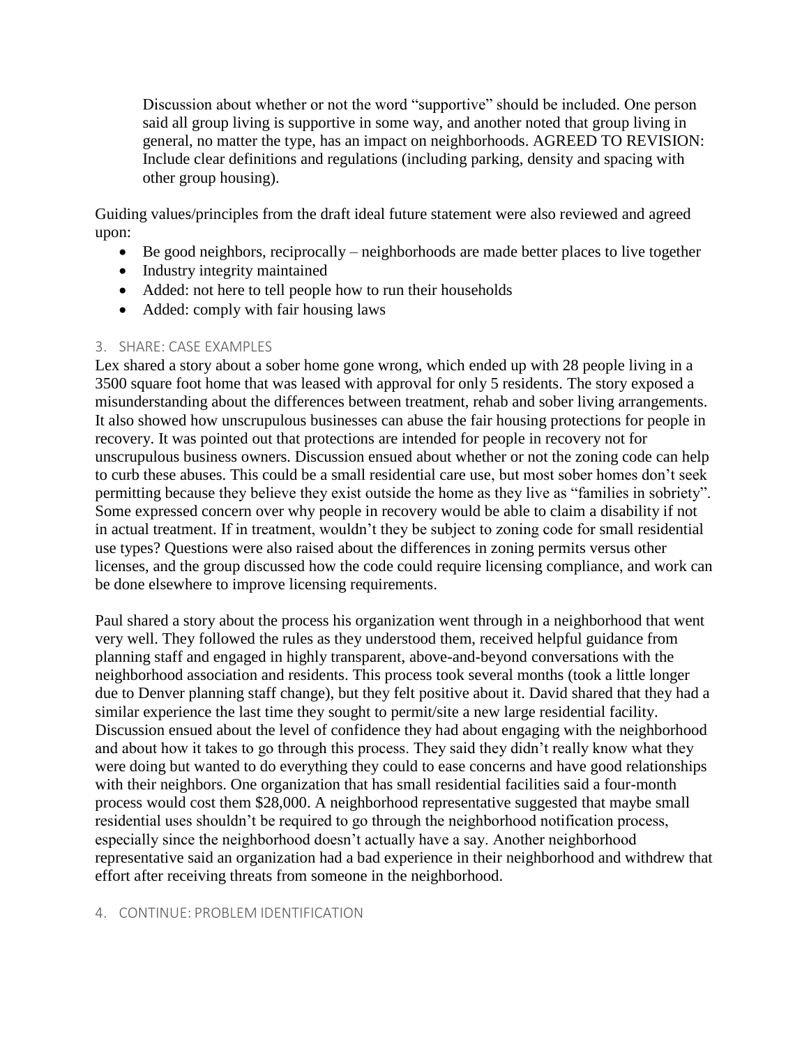Discussion about whether or not the word "supportive" should be included. One person said all group living is supportive in some way, and another noted that group living in general, no matter the type, has an impact on neighborhoods. AGREED TO REVISION: Include clear definitions and regulations (including parking, density and spacing with other group housing).

Guiding values/principles from the draft ideal future statement were also reviewed and agreed upon:

- Be good neighbors, reciprocally – neighborhoods are made better places to live together
- Industry integrity maintained
- Added: not here to tell people how to run their households
- Added: comply with fair housing laws

## 3. SHARE: CASE EXAMPLES

Lex shared a story about a sober home gone wrong, which ended up with 28 people living in a 3500 square foot home that was leased with approval for only 5 residents. The story exposed a misunderstanding about the differences between treatment, rehab and sober living arrangements. It also showed how unscrupulous businesses can abuse the fair housing protections for people in recovery. It was pointed out that protections are intended for people in recovery not for unscrupulous business owners. Discussion ensued about whether or not the zoning code can help to curb these abuses. This could be a small residential care use, but most sober homes don't seek permitting because they believe they exist outside the home as they live as "families in sobriety". Some expressed concern over why people in recovery would be able to claim a disability if not in actual treatment. If in treatment, wouldn't they be subject to zoning code for small residential use types? Questions were also raised about the differences in zoning permits versus other licenses, and the group discussed how the code could require licensing compliance, and work can be done elsewhere to improve licensing requirements.

Paul shared a story about the process his organization went through in a neighborhood that went very well. They followed the rules as they understood them, received helpful guidance from planning staff and engaged in highly transparent, above-and-beyond conversations with the neighborhood association and residents. This process took several months (took a little longer due to Denver planning staff change), but they felt positive about it. David shared that they had a similar experience the last time they sought to permit/site a new large residential facility. Discussion ensued about the level of confidence they had about engaging with the neighborhood and about how it takes to go through this process. They said they didn't really know what they were doing but wanted to do everything they could to ease concerns and have good relationships with their neighbors. One organization that has small residential facilities said a four-month process would cost them $28,000. A neighborhood representative suggested that maybe small residential uses shouldn't be required to go through the neighborhood notification process, especially since the neighborhood doesn't actually have a say. Another neighborhood representative said an organization had a bad experience in their neighborhood and withdrew that effort after receiving threats from someone in the neighborhood.

## 4. CONTINUE: PROBLEM IDENTIFICATION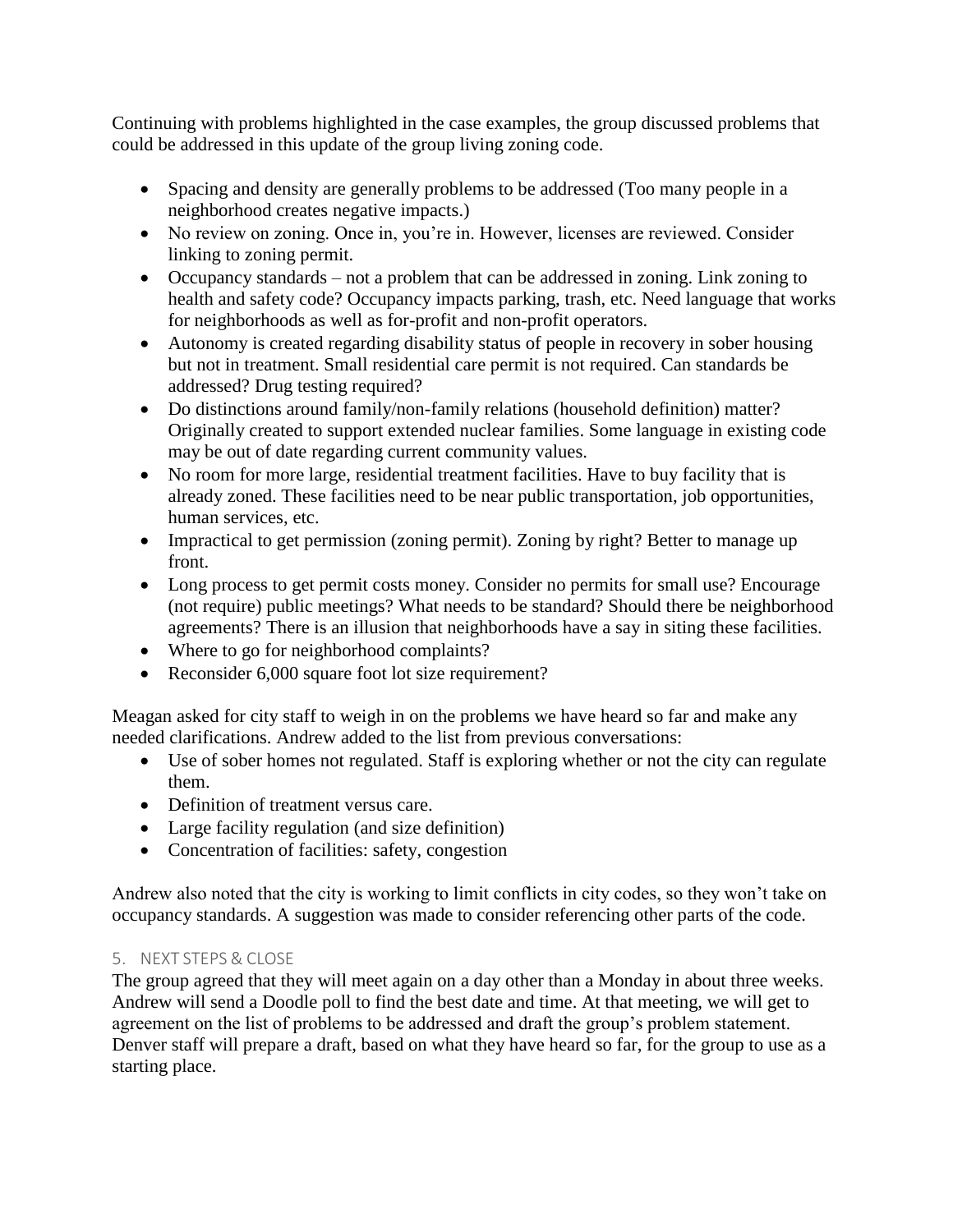Continuing with problems highlighted in the case examples, the group discussed problems that could be addressed in this update of the group living zoning code.

- Spacing and density are generally problems to be addressed (Too many people in a neighborhood creates negative impacts.)
- No review on zoning. Once in, you're in. However, licenses are reviewed. Consider linking to zoning permit.
- Occupancy standards – not a problem that can be addressed in zoning. Link zoning to health and safety code? Occupancy impacts parking, trash, etc. Need language that works for neighborhoods as well as for-profit and non-profit operators.
- Autonomy is created regarding disability status of people in recovery in sober housing but not in treatment. Small residential care permit is not required. Can standards be addressed? Drug testing required?
- Do distinctions around family/non-family relations (household definition) matter? Originally created to support extended nuclear families. Some language in existing code may be out of date regarding current community values.
- No room for more large, residential treatment facilities. Have to buy facility that is already zoned. These facilities need to be near public transportation, job opportunities, human services, etc.
- Impractical to get permission (zoning permit). Zoning by right? Better to manage up front.
- Long process to get permit costs money. Consider no permits for small use? Encourage (not require) public meetings? What needs to be standard? Should there be neighborhood agreements? There is an illusion that neighborhoods have a say in siting these facilities.
- Where to go for neighborhood complaints?
- Reconsider 6,000 square foot lot size requirement?

Meagan asked for city staff to weigh in on the problems we have heard so far and make any needed clarifications. Andrew added to the list from previous conversations:

- Use of sober homes not regulated. Staff is exploring whether or not the city can regulate them.
- Definition of treatment versus care.
- Large facility regulation (and size definition)
- Concentration of facilities: safety, congestion

Andrew also noted that the city is working to limit conflicts in city codes, so they won't take on occupancy standards. A suggestion was made to consider referencing other parts of the code.

## 5. NEXT STEPS & CLOSE

The group agreed that they will meet again on a day other than a Monday in about three weeks. Andrew will send a Doodle poll to find the best date and time. At that meeting, we will get to agreement on the list of problems to be addressed and draft the group's problem statement. Denver staff will prepare a draft, based on what they have heard so far, for the group to use as a starting place.